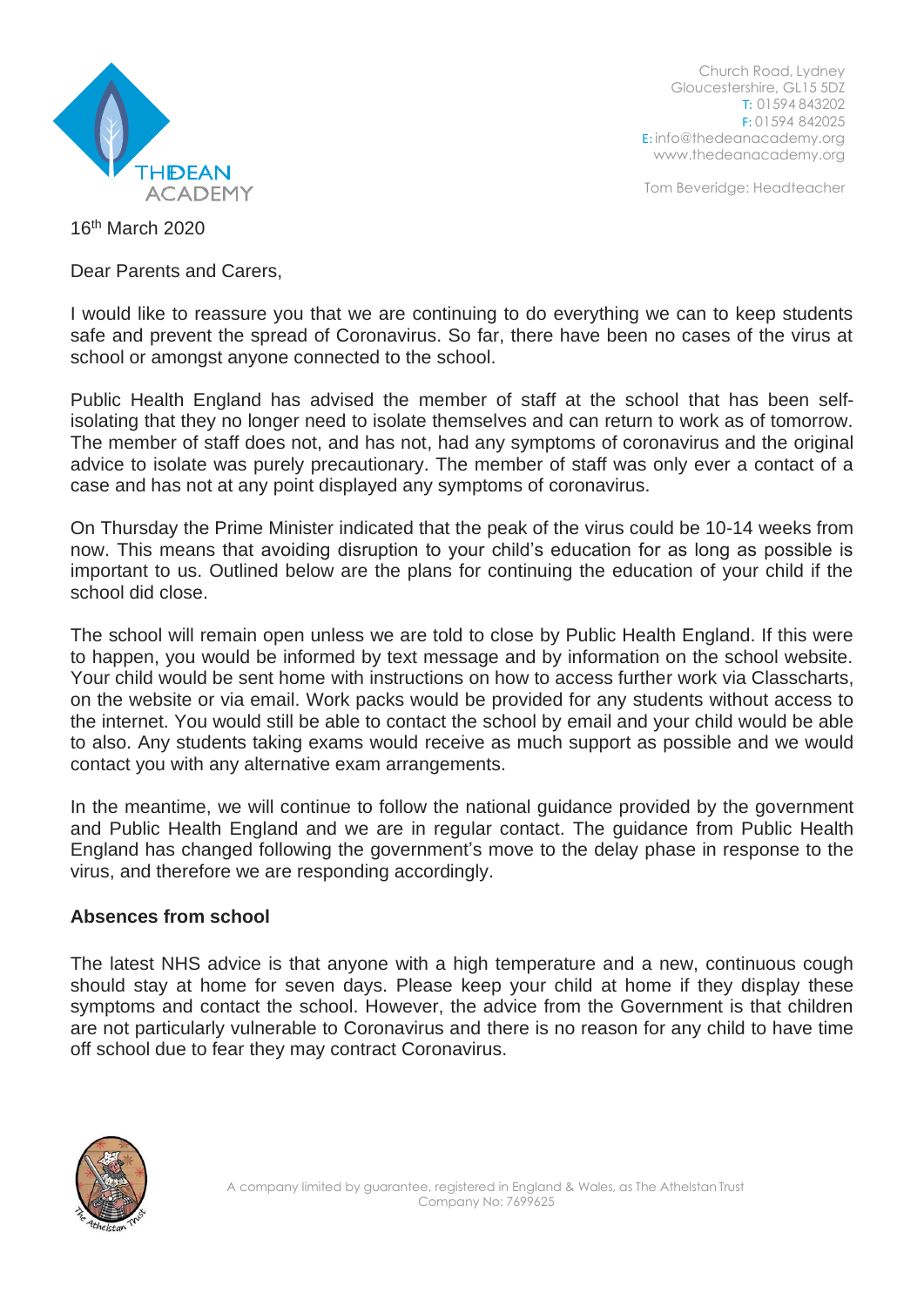THE DEAN ACADEMY

Church Road, Lydney
Gloucestershire, GL15 5DZ
T: 01594 843202
F: 01594 842025
E: info@thedeanacademy.org
www.thedeanacademy.org

Tom Beveridge: Headteacher

16th March 2020

Dear Parents and Carers,

I would like to reassure you that we are continuing to do everything we can to keep students safe and prevent the spread of Coronavirus. So far, there have been no cases of the virus at school or amongst anyone connected to the school.

Public Health England has advised the member of staff at the school that has been self-isolating that they no longer need to isolate themselves and can return to work as of tomorrow. The member of staff does not, and has not, had any symptoms of coronavirus and the original advice to isolate was purely precautionary. The member of staff was only ever a contact of a case and has not at any point displayed any symptoms of coronavirus.

On Thursday the Prime Minister indicated that the peak of the virus could be 10-14 weeks from now. This means that avoiding disruption to your child's education for as long as possible is important to us. Outlined below are the plans for continuing the education of your child if the school did close.

The school will remain open unless we are told to close by Public Health England. If this were to happen, you would be informed by text message and by information on the school website. Your child would be sent home with instructions on how to access further work via Classcharts, on the website or via email. Work packs would be provided for any students without access to the internet. You would still be able to contact the school by email and your child would be able to also. Any students taking exams would receive as much support as possible and we would contact you with any alternative exam arrangements.

In the meantime, we will continue to follow the national guidance provided by the government and Public Health England and we are in regular contact. The guidance from Public Health England has changed following the government's move to the delay phase in response to the virus, and therefore we are responding accordingly.

**Absences from school**

The latest NHS advice is that anyone with a high temperature and a new, continuous cough should stay at home for seven days. Please keep your child at home if they display these symptoms and contact the school. However, the advice from the Government is that children are not particularly vulnerable to Coronavirus and there is no reason for any child to have time off school due to fear they may contract Coronavirus.

A company limited by guarantee, registered in England & Wales, as The Athelstan Trust
Company No: 7699625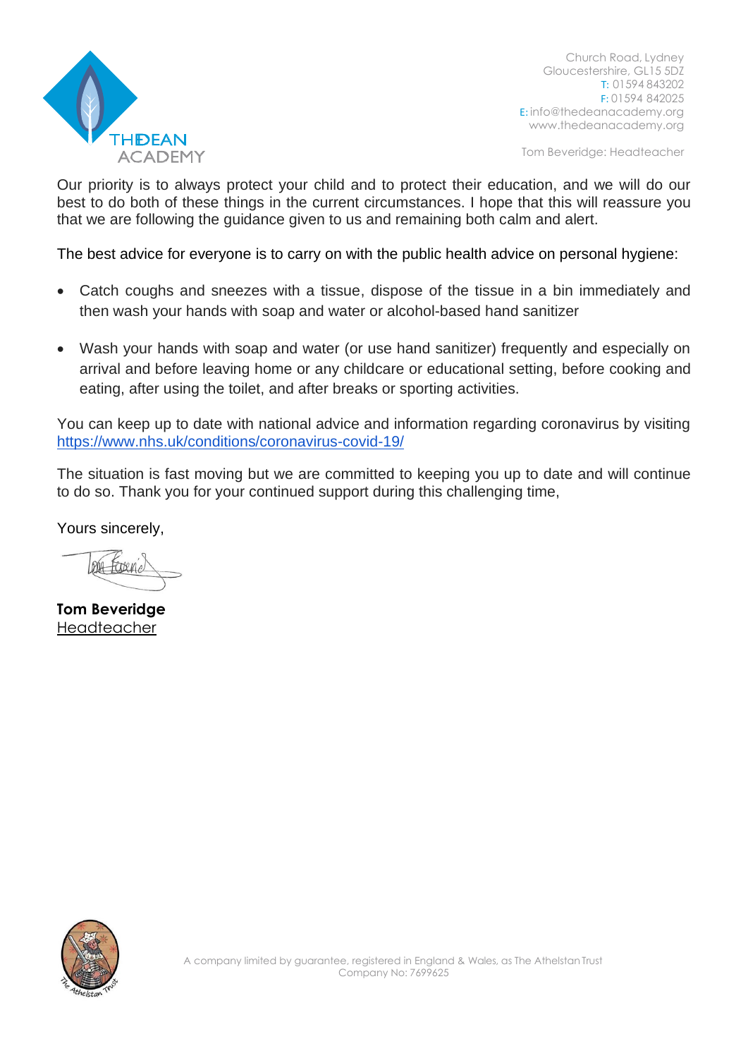Church Road, Lydney
Gloucestershire, GL15 5DZ
T: 01594 843202
F: 01594 842025
E: info@thedeanacademy.org
www.thedeanacademy.org

Tom Beveridge: Headteacher

Our priority is to always protect your child and to protect their education, and we will do our best to do both of these things in the current circumstances. I hope that this will reassure you that we are following the guidance given to us and remaining both calm and alert.

The best advice for everyone is to carry on with the public health advice on personal hygiene:

- Catch coughs and sneezes with a tissue, dispose of the tissue in a bin immediately and then wash your hands with soap and water or alcohol-based hand sanitizer
- Wash your hands with soap and water (or use hand sanitizer) frequently and especially on arrival and before leaving home or any childcare or educational setting, before cooking and eating, after using the toilet, and after breaks or sporting activities.

You can keep up to date with national advice and information regarding coronavirus by visiting https://www.nhs.uk/conditions/coronavirus-covid-19/

The situation is fast moving but we are committed to keeping you up to date and will continue to do so. Thank you for your continued support during this challenging time,

Yours sincerely,

**Tom Beveridge**
Headteacher

A company limited by guarantee, registered in England & Wales, as The Athelstan Trust
Company No: 7699625